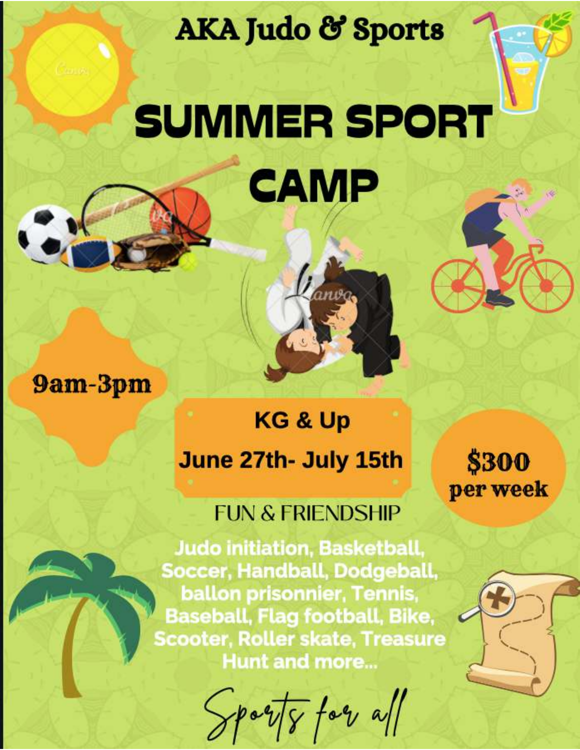# AKA Judo & Sports

# SUMMER SPORT CAMP

**9am-3pm**

**KG & Up**

**June 27th- July 15th**

**$300 per week**

FUN & FRIENDSHIP

**Judo initiation, Basketball, Soccer, Handball, Dodgeball, ballon prisonnier, Tennis, Baseball, Flag football, Bike, Scooter, Roller skate, Treasure Hunt and more...**

*Sports for all*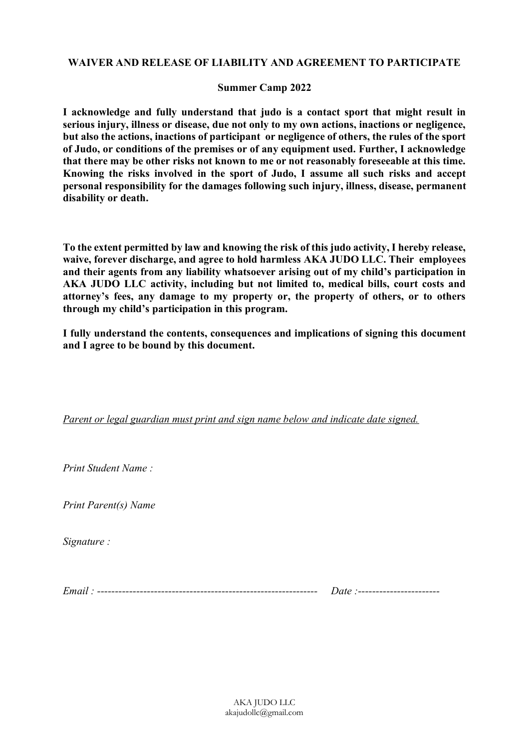**WAIVER AND RELEASE OF LIABILITY AND AGREEMENT TO PARTICIPATE**

**Summer Camp 2022**

**I acknowledge and fully understand that judo is a contact sport that might result in serious injury, illness or disease, due not only to my own actions, inactions or negligence, but also the actions, inactions of participant or negligence of others, the rules of the sport of Judo, or conditions of the premises or of any equipment used. Further, I acknowledge that there may be other risks not known to me or not reasonably foreseeable at this time. Knowing the risks involved in the sport of Judo, I assume all such risks and accept personal responsibility for the damages following such injury, illness, disease, permanent disability or death.**

**To the extent permitted by law and knowing the risk of this judo activity, I hereby release, waive, forever discharge, and agree to hold harmless AKA JUDO LLC. Their employees and their agents from any liability whatsoever arising out of my child's participation in AKA JUDO LLC activity, including but not limited to, medical bills, court costs and attorney's fees, any damage to my property or, the property of others, or to others through my child's participation in this program.**

**I fully understand the contents, consequences and implications of signing this document and I agree to be bound by this document.**

*Parent or legal guardian must print and sign name below and indicate date signed.*

*Print Student Name :*

*Print Parent(s) Name*

*Signature :*

*Email :* --------------------------------------------------------------- *Date :*-----------------------

AKA JUDO LLC
akajudollc@gmail.com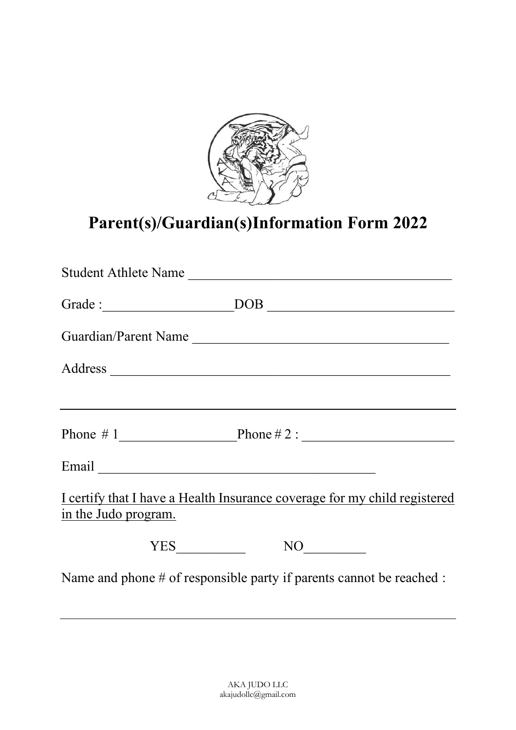# Parent(s)/Guardian(s)Information Form 2022

Student Athlete Name ______________________________________

Grade :__________________DOB ___________________________

Guardian/Parent Name _____________________________________

Address ________________________________________________

_______________________________________________________

Phone # 1_________________Phone # 2 : ______________________

Email _________________________________________

I certify that I have a Health Insurance coverage for my child registered in the Judo program.

YES__________ NO_________

Name and phone # of responsible party if parents cannot be reached :

_______________________________________________________

AKA JUDO LLC
akajudollc@gmail.com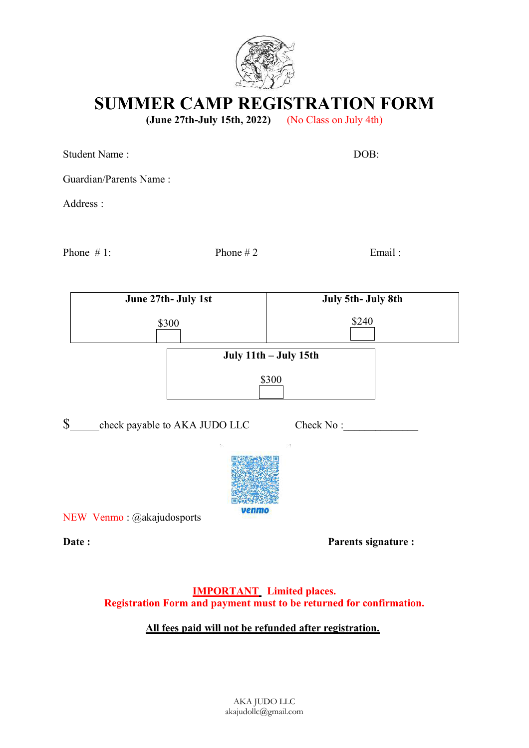# SUMMER CAMP REGISTRATION FORM

**(June 27th-July 15th, 2022)** (No Class on July 4th)

Student Name : DOB:

Guardian/Parents Name :

Address :

Phone # 1: Phone # 2 Email :

| June 27th- July 1st | July 5th- July 8th |
|---|---|
| $300 | $240 |

| July 11th – July 15th |
|---|
| $300 |

$_____check payable to AKA JUDO LLC Check No :______________

venmo

NEW Venmo : @akajudosports

**Date :** **Parents signature :**

**IMPORTANT Limited places.**
**Registration Form and payment must to be returned for confirmation.**

**All fees paid will not be refunded after registration.**

AKA JUDO LLC
akajudollc@gmail.com